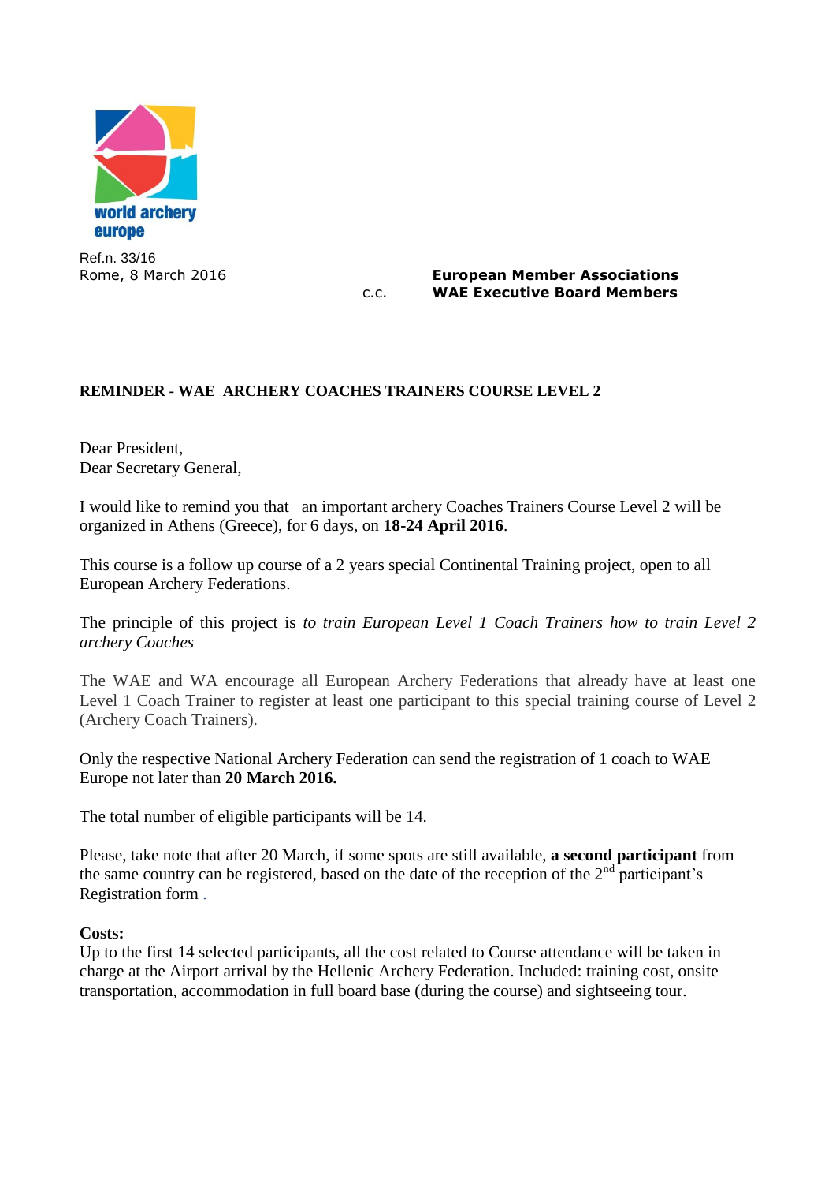world archery europe

Ref.n. 33/16
Rome, 8 March 2016

**European Member Associations**
c.c. **WAE Executive Board Members**

**REMINDER - WAE ARCHERY COACHES TRAINERS COURSE LEVEL 2**

Dear President,
Dear Secretary General,

I would like to remind you that an important archery Coaches Trainers Course Level 2 will be organized in Athens (Greece), for 6 days, on **18-24 April 2016**.

This course is a follow up course of a 2 years special Continental Training project, open to all European Archery Federations.

The principle of this project is *to train European Level 1 Coach Trainers how to train Level 2 archery Coaches*

The WAE and WA encourage all European Archery Federations that already have at least one Level 1 Coach Trainer to register at least one participant to this special training course of Level 2 (Archery Coach Trainers).

Only the respective National Archery Federation can send the registration of 1 coach to WAE Europe not later than **20 March 2016.**

The total number of eligible participants will be 14.

Please, take note that after 20 March, if some spots are still available, **a second participant** from the same country can be registered, based on the date of the reception of the 2nd participant's Registration form .

**Costs:**
Up to the first 14 selected participants, all the cost related to Course attendance will be taken in charge at the Airport arrival by the Hellenic Archery Federation. Included: training cost, onsite transportation, accommodation in full board base (during the course) and sightseeing tour.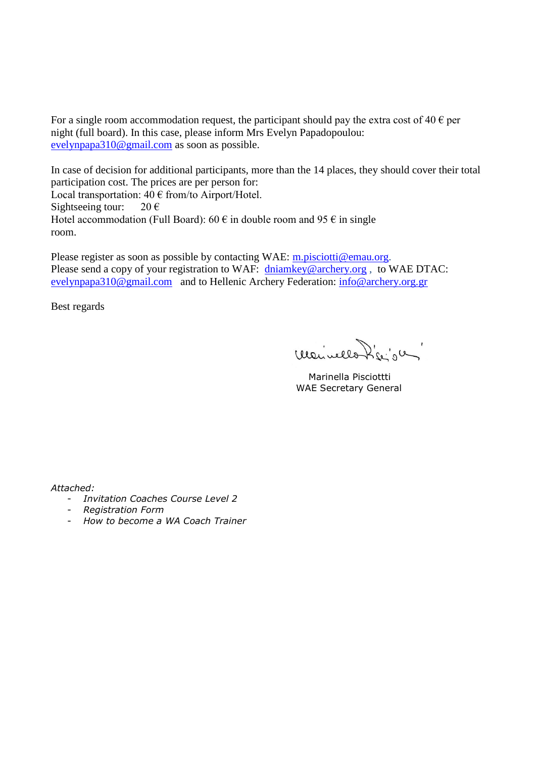For a single room accommodation request, the participant should pay the extra cost of 40 € per night (full board). In this case, please inform Mrs Evelyn Papadopoulou: evelynpapa310@gmail.com as soon as possible.

In case of decision for additional participants, more than the 14 places, they should cover their total participation cost. The prices are per person for:
Local transportation: 40 € from/to Airport/Hotel.
Sightseeing tour: 20 €
Hotel accommodation (Full Board): 60 € in double room and 95 € in single room.

Please register as soon as possible by contacting WAE: m.pisciotti@emau.org.
Please send a copy of your registration to WAF: dniamkey@archery.org , to WAE DTAC: evelynpapa310@gmail.com and to Hellenic Archery Federation: info@archery.org.gr

Best regards

Marinella Pisciottti
WAE Secretary General

*Attached:*

- *Invitation Coaches Course Level 2*
- *Registration Form*
- *How to become a WA Coach Trainer*